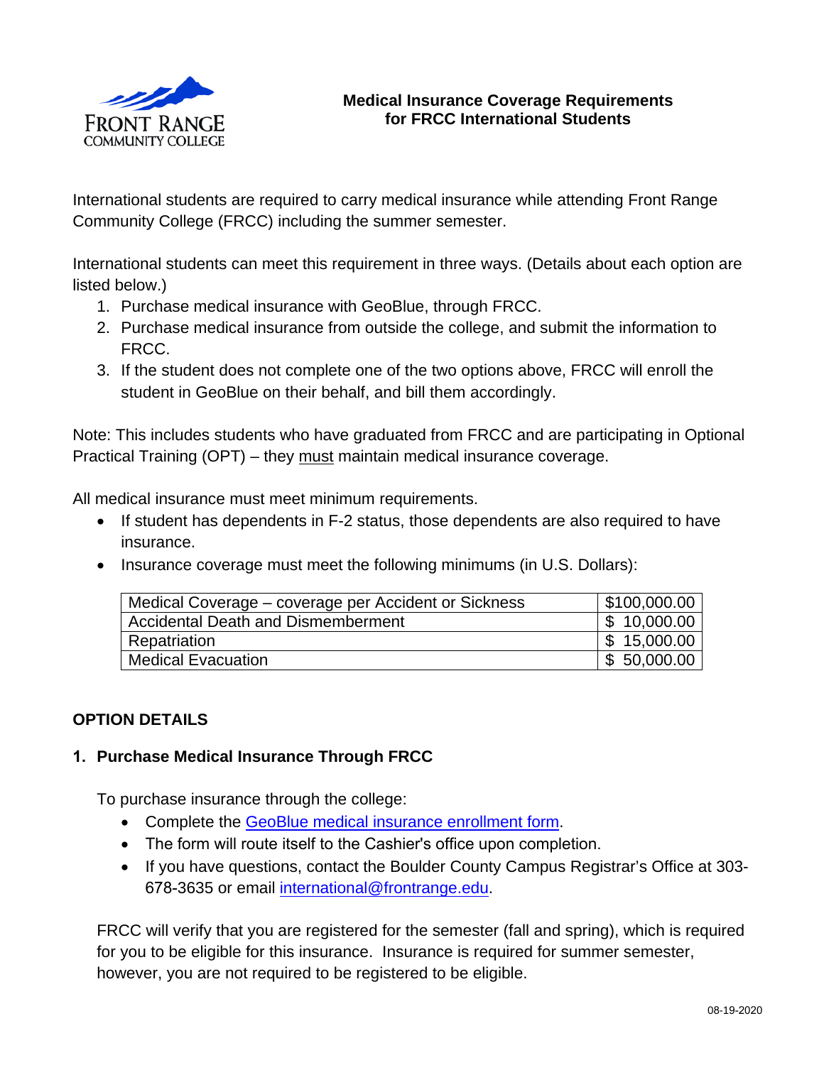# Medical Insurance Coverage Requirements for FRCC International Students

International students are required to carry medical insurance while attending Front Range Community College (FRCC) including the summer semester.

International students can meet this requirement in three ways. (Details about each option are listed below.)

1. Purchase medical insurance with GeoBlue, through FRCC.
2. Purchase medical insurance from outside the college, and submit the information to FRCC.
3. If the student does not complete one of the two options above, FRCC will enroll the student in GeoBlue on their behalf, and bill them accordingly.

Note: This includes students who have graduated from FRCC and are participating in Optional Practical Training (OPT) – they must maintain medical insurance coverage.

All medical insurance must meet minimum requirements.

- If student has dependents in F-2 status, those dependents are also required to have insurance.
- Insurance coverage must meet the following minimums (in U.S. Dollars):

| Coverage | Minimum |
|---|---|
| Medical Coverage – coverage per Accident or Sickness | $100,000.00 |
| Accidental Death and Dismemberment | $ 10,000.00 |
| Repatriation | $ 15,000.00 |
| Medical Evacuation | $ 50,000.00 |

## OPTION DETAILS

### 1. Purchase Medical Insurance Through FRCC

To purchase insurance through the college:

- Complete the GeoBlue medical insurance enrollment form.
- The form will route itself to the Cashier's office upon completion.
- If you have questions, contact the Boulder County Campus Registrar's Office at 303-678-3635 or email international@frontrange.edu.

FRCC will verify that you are registered for the semester (fall and spring), which is required for you to be eligible for this insurance. Insurance is required for summer semester, however, you are not required to be registered to be eligible.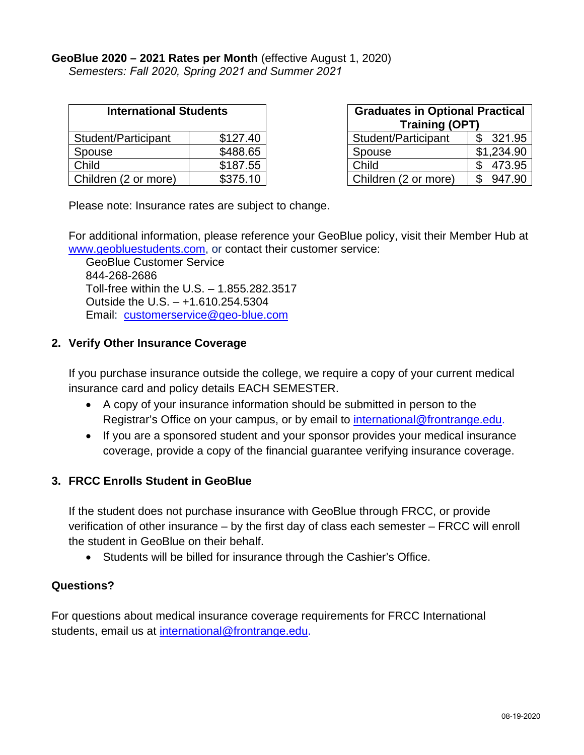**GeoBlue 2020 – 2021 Rates per Month** (effective August 1, 2020)

*Semesters: Fall 2020, Spring 2021 and Summer 2021*

| International Students | |
|---|---|
| Student/Participant | $127.40 |
| Spouse | $488.65 |
| Child | $187.55 |
| Children (2 or more) | $375.10 |

| Graduates in Optional Practical Training (OPT) | |
|---|---|
| Student/Participant | $ 321.95 |
| Spouse | $1,234.90 |
| Child | $ 473.95 |
| Children (2 or more) | $ 947.90 |

Please note: Insurance rates are subject to change.

For additional information, please reference your GeoBlue policy, visit their Member Hub at www.geobluestudents.com, or contact their customer service:

GeoBlue Customer Service
844-268-2686
Toll-free within the U.S. – 1.855.282.3517
Outside the U.S. – +1.610.254.5304
Email: customerservice@geo-blue.com

## 2. Verify Other Insurance Coverage

If you purchase insurance outside the college, we require a copy of your current medical insurance card and policy details EACH SEMESTER.

- A copy of your insurance information should be submitted in person to the Registrar's Office on your campus, or by email to international@frontrange.edu.
- If you are a sponsored student and your sponsor provides your medical insurance coverage, provide a copy of the financial guarantee verifying insurance coverage.

## 3. FRCC Enrolls Student in GeoBlue

If the student does not purchase insurance with GeoBlue through FRCC, or provide verification of other insurance – by the first day of class each semester – FRCC will enroll the student in GeoBlue on their behalf.

- Students will be billed for insurance through the Cashier's Office.

## Questions?

For questions about medical insurance coverage requirements for FRCC International students, email us at international@frontrange.edu.

08-19-2020